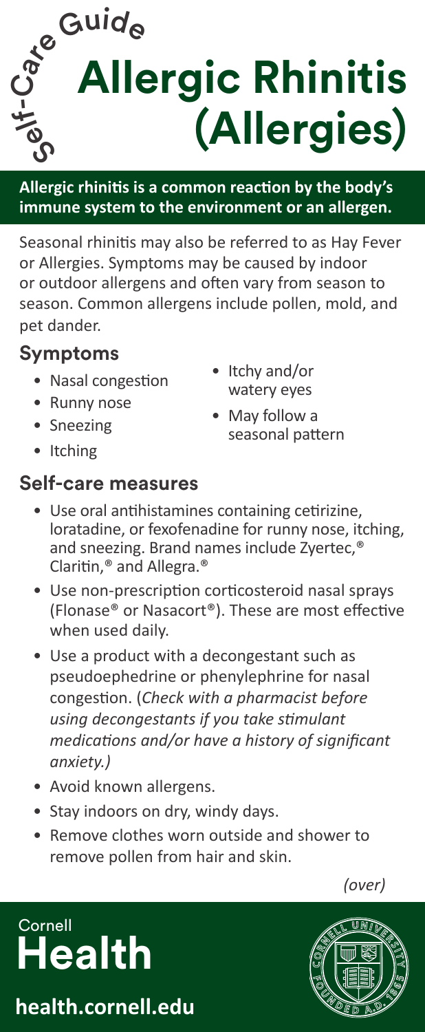Self-Care Guide

# Allergic Rhinitis (Allergies)

**Allergic rhinitis is a common reaction by the body's immune system to the environment or an allergen.**

Seasonal rhinitis may also be referred to as Hay Fever or Allergies. Symptoms may be caused by indoor or outdoor allergens and often vary from season to season. Common allergens include pollen, mold, and pet dander.

## Symptoms

- Nasal congestion
- Runny nose
- Sneezing
- Itching
- Itchy and/or watery eyes
- May follow a seasonal pattern

## Self-care measures

- Use oral antihistamines containing cetirizine, loratadine, or fexofenadine for runny nose, itching, and sneezing. Brand names include Zyertec,® Claritin,® and Allegra.®
- Use non-prescription corticosteroid nasal sprays (Flonase® or Nasacort®). These are most effective when used daily.
- Use a product with a decongestant such as pseudoephedrine or phenylephrine for nasal congestion. (*Check with a pharmacist before using decongestants if you take stimulant medications and/or have a history of significant anxiety.)*
- Avoid known allergens.
- Stay indoors on dry, windy days.
- Remove clothes worn outside and shower to remove pollen from hair and skin.

*(over)*

Cornell Health

**health.cornell.edu**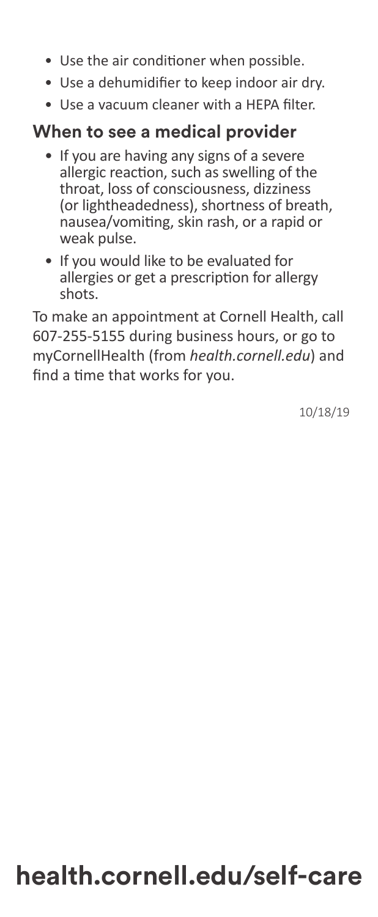- Use the air conditioner when possible.
- Use a dehumidifier to keep indoor air dry.
- Use a vacuum cleaner with a HEPA filter.

## When to see a medical provider

- If you are having any signs of a severe allergic reaction, such as swelling of the throat, loss of consciousness, dizziness (or lightheadedness), shortness of breath, nausea/vomiting, skin rash, or a rapid or weak pulse.
- If you would like to be evaluated for allergies or get a prescription for allergy shots.

To make an appointment at Cornell Health, call 607-255-5155 during business hours, or go to myCornellHealth (from *health.cornell.edu*) and find a time that works for you.

10/18/19

**health.cornell.edu/self-care**